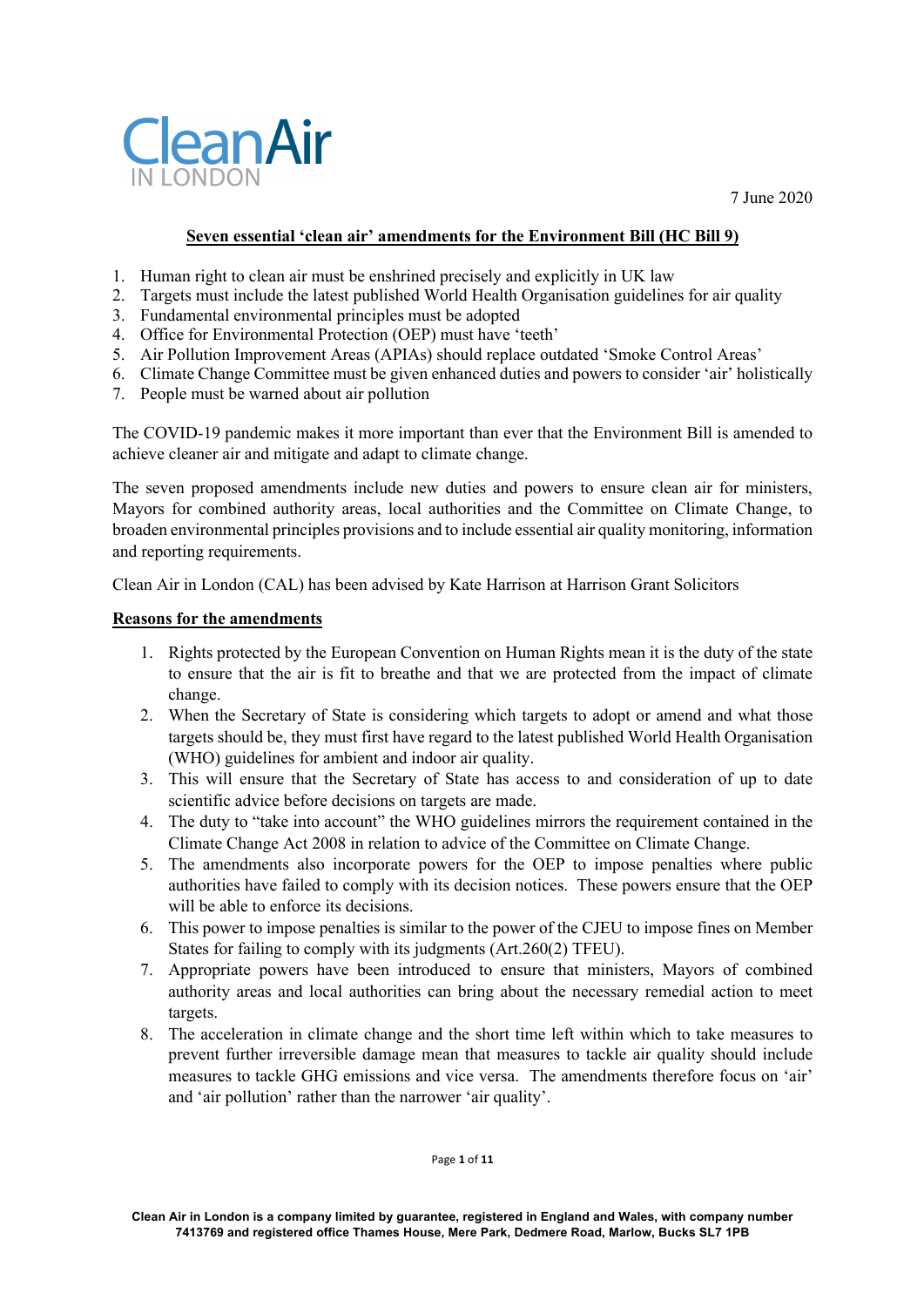Clean Air IN LONDON

7 June 2020

**Seven essential 'clean air' amendments for the Environment Bill (HC Bill 9)**

1. Human right to clean air must be enshrined precisely and explicitly in UK law
2. Targets must include the latest published World Health Organisation guidelines for air quality
3. Fundamental environmental principles must be adopted
4. Office for Environmental Protection (OEP) must have 'teeth'
5. Air Pollution Improvement Areas (APIAs) should replace outdated 'Smoke Control Areas'
6. Climate Change Committee must be given enhanced duties and powers to consider 'air' holistically
7. People must be warned about air pollution

The COVID-19 pandemic makes it more important than ever that the Environment Bill is amended to achieve cleaner air and mitigate and adapt to climate change.

The seven proposed amendments include new duties and powers to ensure clean air for ministers, Mayors for combined authority areas, local authorities and the Committee on Climate Change, to broaden environmental principles provisions and to include essential air quality monitoring, information and reporting requirements.

Clean Air in London (CAL) has been advised by Kate Harrison at Harrison Grant Solicitors

**Reasons for the amendments**

1. Rights protected by the European Convention on Human Rights mean it is the duty of the state to ensure that the air is fit to breathe and that we are protected from the impact of climate change.
2. When the Secretary of State is considering which targets to adopt or amend and what those targets should be, they must first have regard to the latest published World Health Organisation (WHO) guidelines for ambient and indoor air quality.
3. This will ensure that the Secretary of State has access to and consideration of up to date scientific advice before decisions on targets are made.
4. The duty to "take into account" the WHO guidelines mirrors the requirement contained in the Climate Change Act 2008 in relation to advice of the Committee on Climate Change.
5. The amendments also incorporate powers for the OEP to impose penalties where public authorities have failed to comply with its decision notices. These powers ensure that the OEP will be able to enforce its decisions.
6. This power to impose penalties is similar to the power of the CJEU to impose fines on Member States for failing to comply with its judgments (Art.260(2) TFEU).
7. Appropriate powers have been introduced to ensure that ministers, Mayors of combined authority areas and local authorities can bring about the necessary remedial action to meet targets.
8. The acceleration in climate change and the short time left within which to take measures to prevent further irreversible damage mean that measures to tackle air quality should include measures to tackle GHG emissions and vice versa. The amendments therefore focus on 'air' and 'air pollution' rather than the narrower 'air quality'.

**Clean Air in London is a company limited by guarantee, registered in England and Wales, with company number 7413769 and registered office Thames House, Mere Park, Dedmere Road, Marlow, Bucks SL7 1PB**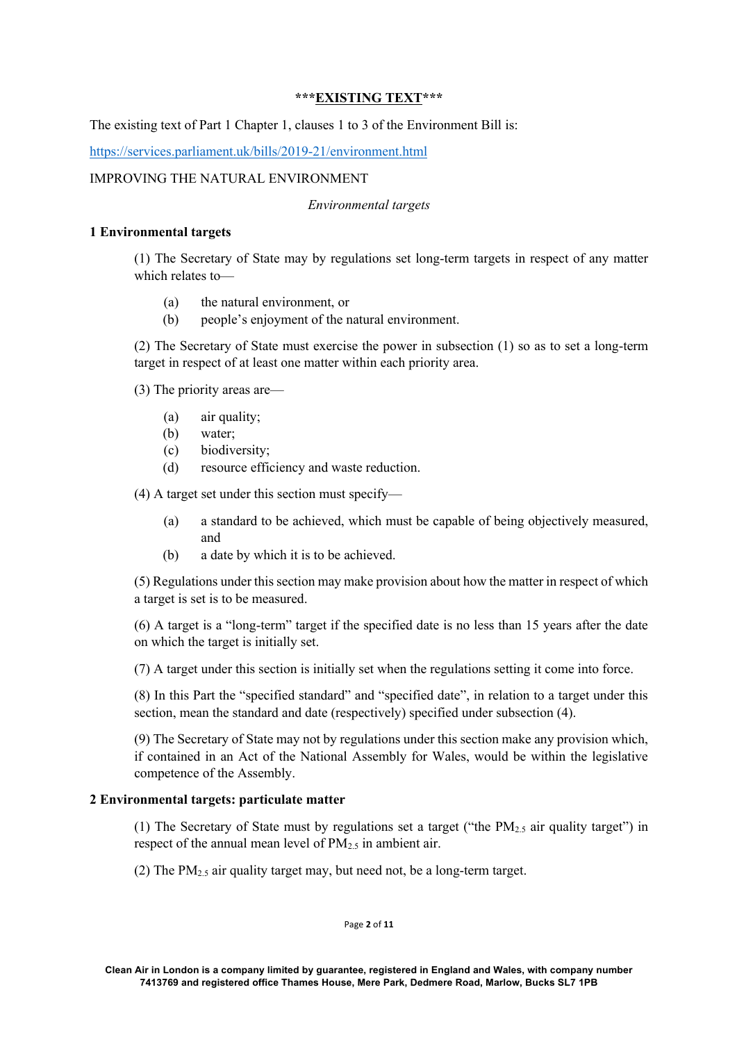***<u>EXISTING TEXT</u>***

The existing text of Part 1 Chapter 1, clauses 1 to 3 of the Environment Bill is:

https://services.parliament.uk/bills/2019-21/environment.html

IMPROVING THE NATURAL ENVIRONMENT

*Environmental targets*

**1 Environmental targets**

(1) The Secretary of State may by regulations set long-term targets in respect of any matter which relates to—

- (a) the natural environment, or
- (b) people's enjoyment of the natural environment.

(2) The Secretary of State must exercise the power in subsection (1) so as to set a long-term target in respect of at least one matter within each priority area.

(3) The priority areas are—

- (a) air quality;
- (b) water;
- (c) biodiversity;
- (d) resource efficiency and waste reduction.

(4) A target set under this section must specify—

- (a) a standard to be achieved, which must be capable of being objectively measured, and
- (b) a date by which it is to be achieved.

(5) Regulations under this section may make provision about how the matter in respect of which a target is set is to be measured.

(6) A target is a "long-term" target if the specified date is no less than 15 years after the date on which the target is initially set.

(7) A target under this section is initially set when the regulations setting it come into force.

(8) In this Part the "specified standard" and "specified date", in relation to a target under this section, mean the standard and date (respectively) specified under subsection (4).

(9) The Secretary of State may not by regulations under this section make any provision which, if contained in an Act of the National Assembly for Wales, would be within the legislative competence of the Assembly.

**2 Environmental targets: particulate matter**

(1) The Secretary of State must by regulations set a target ("the $PM_{2.5}$ air quality target") in respect of the annual mean level of $PM_{2.5}$ in ambient air.

(2) The $PM_{2.5}$ air quality target may, but need not, be a long-term target.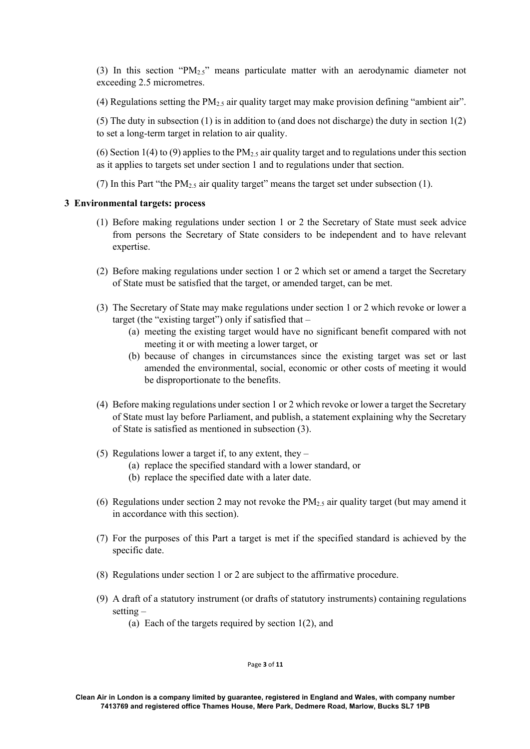(3) In this section "$PM_{2.5}$" means particulate matter with an aerodynamic diameter not exceeding 2.5 micrometres.

(4) Regulations setting the $PM_{2.5}$ air quality target may make provision defining "ambient air".

(5) The duty in subsection (1) is in addition to (and does not discharge) the duty in section 1(2) to set a long-term target in relation to air quality.

(6) Section 1(4) to (9) applies to the $PM_{2.5}$ air quality target and to regulations under this section as it applies to targets set under section 1 and to regulations under that section.

(7) In this Part "the $PM_{2.5}$ air quality target" means the target set under subsection (1).

**3 Environmental targets: process**

(1) Before making regulations under section 1 or 2 the Secretary of State must seek advice from persons the Secretary of State considers to be independent and to have relevant expertise.

(2) Before making regulations under section 1 or 2 which set or amend a target the Secretary of State must be satisfied that the target, or amended target, can be met.

(3) The Secretary of State may make regulations under section 1 or 2 which revoke or lower a target (the "existing target") only if satisfied that –

   (a) meeting the existing target would have no significant benefit compared with not meeting it or with meeting a lower target, or

   (b) because of changes in circumstances since the existing target was set or last amended the environmental, social, economic or other costs of meeting it would be disproportionate to the benefits.

(4) Before making regulations under section 1 or 2 which revoke or lower a target the Secretary of State must lay before Parliament, and publish, a statement explaining why the Secretary of State is satisfied as mentioned in subsection (3).

(5) Regulations lower a target if, to any extent, they –

   (a) replace the specified standard with a lower standard, or

   (b) replace the specified date with a later date.

(6) Regulations under section 2 may not revoke the $PM_{2.5}$ air quality target (but may amend it in accordance with this section).

(7) For the purposes of this Part a target is met if the specified standard is achieved by the specific date.

(8) Regulations under section 1 or 2 are subject to the affirmative procedure.

(9) A draft of a statutory instrument (or drafts of statutory instruments) containing regulations setting –

   (a) Each of the targets required by section 1(2), and

Clean Air in London is a company limited by guarantee, registered in England and Wales, with company number 7413769 and registered office Thames House, Mere Park, Dedmere Road, Marlow, Bucks SL7 1PB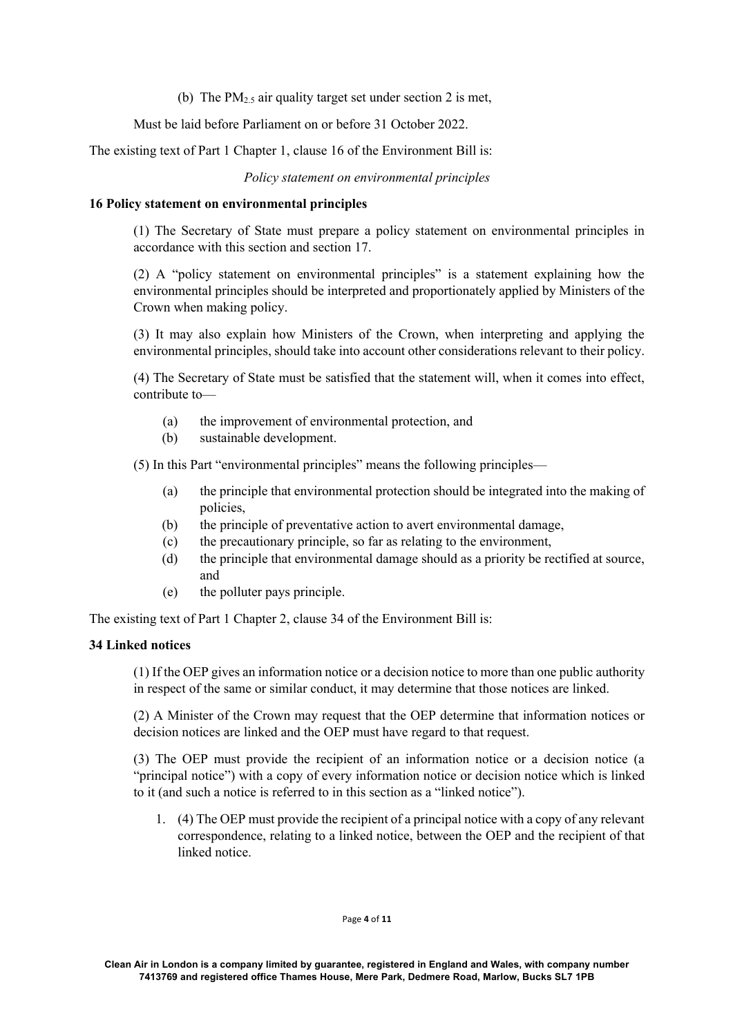(b) The $PM_{2.5}$ air quality target set under section 2 is met,

Must be laid before Parliament on or before 31 October 2022.

The existing text of Part 1 Chapter 1, clause 16 of the Environment Bill is:

*Policy statement on environmental principles*

**16 Policy statement on environmental principles**

(1) The Secretary of State must prepare a policy statement on environmental principles in accordance with this section and section 17.

(2) A "policy statement on environmental principles" is a statement explaining how the environmental principles should be interpreted and proportionately applied by Ministers of the Crown when making policy.

(3) It may also explain how Ministers of the Crown, when interpreting and applying the environmental principles, should take into account other considerations relevant to their policy.

(4) The Secretary of State must be satisfied that the statement will, when it comes into effect, contribute to—

- (a) the improvement of environmental protection, and
- (b) sustainable development.

(5) In this Part "environmental principles" means the following principles—

- (a) the principle that environmental protection should be integrated into the making of policies,
- (b) the principle of preventative action to avert environmental damage,
- (c) the precautionary principle, so far as relating to the environment,
- (d) the principle that environmental damage should as a priority be rectified at source, and
- (e) the polluter pays principle.

The existing text of Part 1 Chapter 2, clause 34 of the Environment Bill is:

**34 Linked notices**

(1) If the OEP gives an information notice or a decision notice to more than one public authority in respect of the same or similar conduct, it may determine that those notices are linked.

(2) A Minister of the Crown may request that the OEP determine that information notices or decision notices are linked and the OEP must have regard to that request.

(3) The OEP must provide the recipient of an information notice or a decision notice (a "principal notice") with a copy of every information notice or decision notice which is linked to it (and such a notice is referred to in this section as a "linked notice").

1. (4) The OEP must provide the recipient of a principal notice with a copy of any relevant correspondence, relating to a linked notice, between the OEP and the recipient of that linked notice.

Clean Air in London is a company limited by guarantee, registered in England and Wales, with company number 7413769 and registered office Thames House, Mere Park, Dedmere Road, Marlow, Bucks SL7 1PB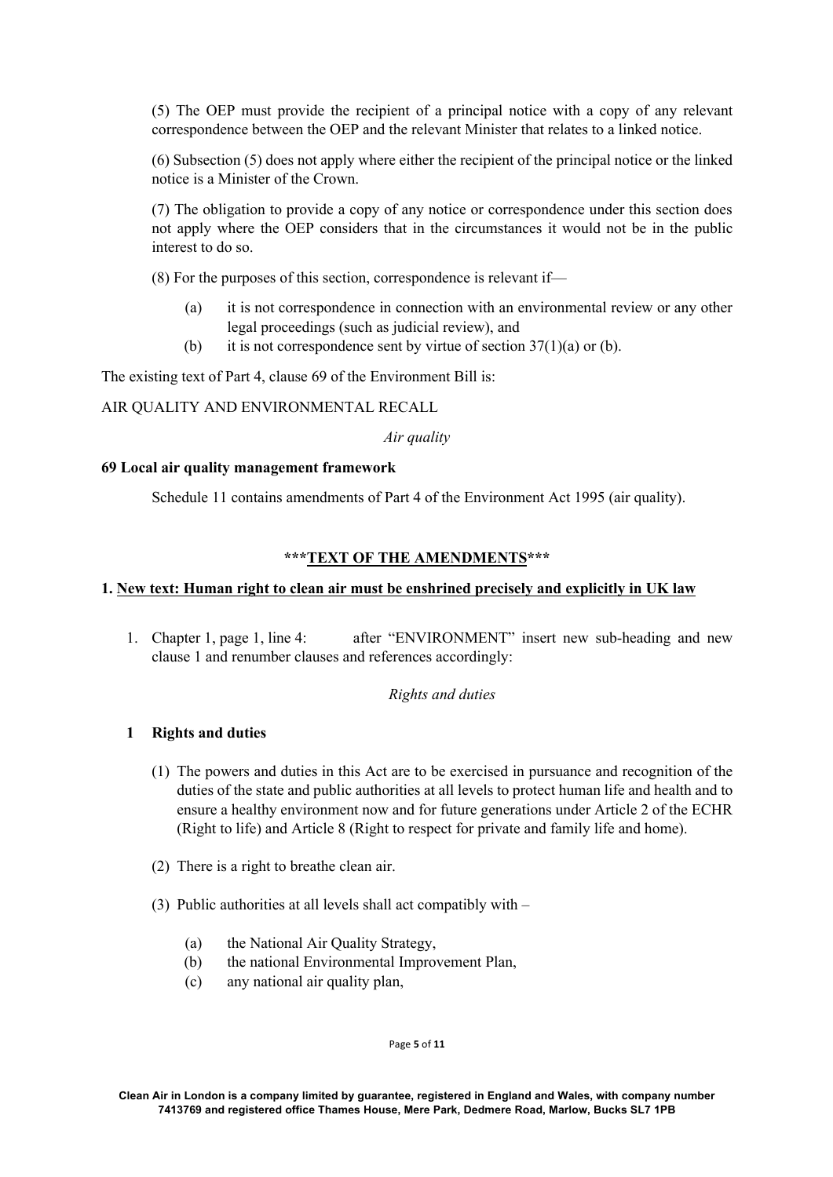(5) The OEP must provide the recipient of a principal notice with a copy of any relevant correspondence between the OEP and the relevant Minister that relates to a linked notice.

(6) Subsection (5) does not apply where either the recipient of the principal notice or the linked notice is a Minister of the Crown.

(7) The obligation to provide a copy of any notice or correspondence under this section does not apply where the OEP considers that in the circumstances it would not be in the public interest to do so.

(8) For the purposes of this section, correspondence is relevant if—

- (a) it is not correspondence in connection with an environmental review or any other legal proceedings (such as judicial review), and
- (b) it is not correspondence sent by virtue of section 37(1)(a) or (b).

The existing text of Part 4, clause 69 of the Environment Bill is:

AIR QUALITY AND ENVIRONMENTAL RECALL

*Air quality*

**69 Local air quality management framework**

Schedule 11 contains amendments of Part 4 of the Environment Act 1995 (air quality).

**\*\*\*TEXT OF THE AMENDMENTS\*\*\***

## 1. New text: Human right to clean air must be enshrined precisely and explicitly in UK law

1. Chapter 1, page 1, line 4: after "ENVIRONMENT" insert new sub-heading and new clause 1 and renumber clauses and references accordingly:

*Rights and duties*

**1 Rights and duties**

(1) The powers and duties in this Act are to be exercised in pursuance and recognition of the duties of the state and public authorities at all levels to protect human life and health and to ensure a healthy environment now and for future generations under Article 2 of the ECHR (Right to life) and Article 8 (Right to respect for private and family life and home).

(2) There is a right to breathe clean air.

(3) Public authorities at all levels shall act compatibly with –

- (a) the National Air Quality Strategy,
- (b) the national Environmental Improvement Plan,
- (c) any national air quality plan,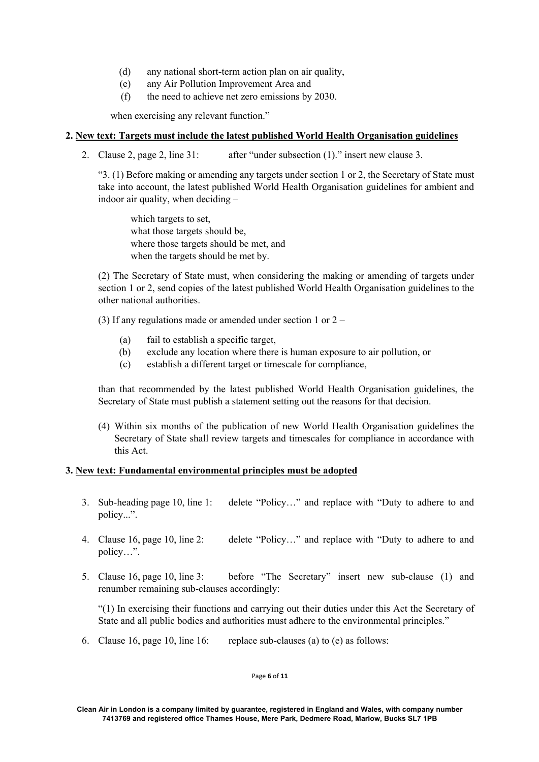(d) any national short-term action plan on air quality,
(e) any Air Pollution Improvement Area and
(f) the need to achieve net zero emissions by 2030.

when exercising any relevant function."

## 2. New text: Targets must include the latest published World Health Organisation guidelines

2. Clause 2, page 2, line 31: after "under subsection (1)." insert new clause 3.

"3. (1) Before making or amending any targets under section 1 or 2, the Secretary of State must take into account, the latest published World Health Organisation guidelines for ambient and indoor air quality, when deciding –

which targets to set,
what those targets should be,
where those targets should be met, and
when the targets should be met by.

(2) The Secretary of State must, when considering the making or amending of targets under section 1 or 2, send copies of the latest published World Health Organisation guidelines to the other national authorities.

(3) If any regulations made or amended under section 1 or 2 –

(a) fail to establish a specific target,
(b) exclude any location where there is human exposure to air pollution, or
(c) establish a different target or timescale for compliance,

than that recommended by the latest published World Health Organisation guidelines, the Secretary of State must publish a statement setting out the reasons for that decision.

(4) Within six months of the publication of new World Health Organisation guidelines the Secretary of State shall review targets and timescales for compliance in accordance with this Act.

## 3. New text: Fundamental environmental principles must be adopted

3. Sub-heading page 10, line 1: delete "Policy…" and replace with "Duty to adhere to and policy...".

4. Clause 16, page 10, line 2: delete "Policy…" and replace with "Duty to adhere to and policy…".

5. Clause 16, page 10, line 3: before "The Secretary" insert new sub-clause (1) and renumber remaining sub-clauses accordingly:

"(1) In exercising their functions and carrying out their duties under this Act the Secretary of State and all public bodies and authorities must adhere to the environmental principles."

6. Clause 16, page 10, line 16: replace sub-clauses (a) to (e) as follows:

Clean Air in London is a company limited by guarantee, registered in England and Wales, with company number 7413769 and registered office Thames House, Mere Park, Dedmere Road, Marlow, Bucks SL7 1PB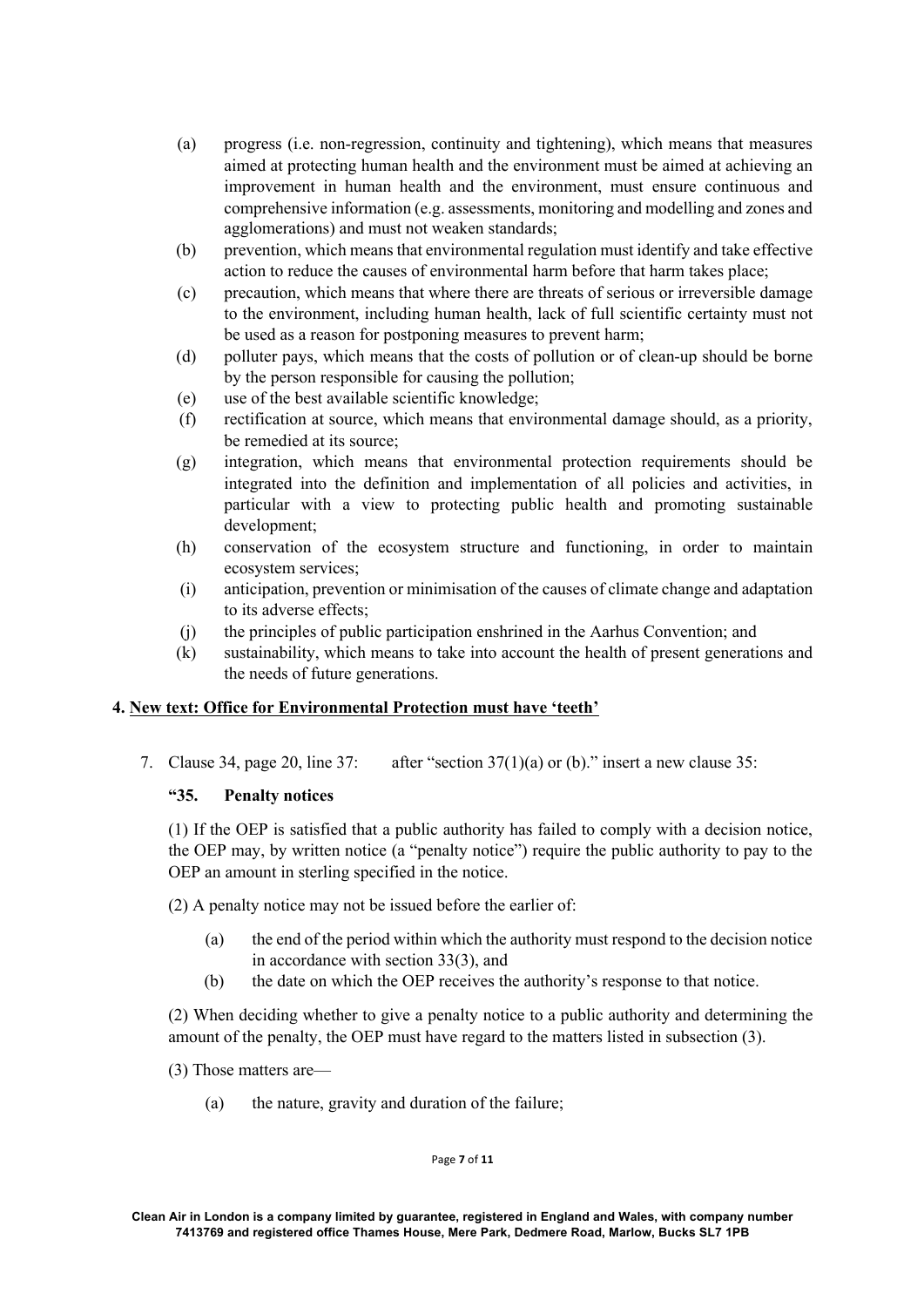(a) progress (i.e. non-regression, continuity and tightening), which means that measures aimed at protecting human health and the environment must be aimed at achieving an improvement in human health and the environment, must ensure continuous and comprehensive information (e.g. assessments, monitoring and modelling and zones and agglomerations) and must not weaken standards;

(b) prevention, which means that environmental regulation must identify and take effective action to reduce the causes of environmental harm before that harm takes place;

(c) precaution, which means that where there are threats of serious or irreversible damage to the environment, including human health, lack of full scientific certainty must not be used as a reason for postponing measures to prevent harm;

(d) polluter pays, which means that the costs of pollution or of clean-up should be borne by the person responsible for causing the pollution;

(e) use of the best available scientific knowledge;

(f) rectification at source, which means that environmental damage should, as a priority, be remedied at its source;

(g) integration, which means that environmental protection requirements should be integrated into the definition and implementation of all policies and activities, in particular with a view to protecting public health and promoting sustainable development;

(h) conservation of the ecosystem structure and functioning, in order to maintain ecosystem services;

(i) anticipation, prevention or minimisation of the causes of climate change and adaptation to its adverse effects;

(j) the principles of public participation enshrined in the Aarhus Convention; and

(k) sustainability, which means to take into account the health of present generations and the needs of future generations.

## 4. New text: Office for Environmental Protection must have 'teeth'

7. Clause 34, page 20, line 37: after "section 37(1)(a) or (b)." insert a new clause 35:

**"35. Penalty notices**

(1) If the OEP is satisfied that a public authority has failed to comply with a decision notice, the OEP may, by written notice (a "penalty notice") require the public authority to pay to the OEP an amount in sterling specified in the notice.

(2) A penalty notice may not be issued before the earlier of:

(a) the end of the period within which the authority must respond to the decision notice in accordance with section 33(3), and

(b) the date on which the OEP receives the authority's response to that notice.

(2) When deciding whether to give a penalty notice to a public authority and determining the amount of the penalty, the OEP must have regard to the matters listed in subsection (3).

(3) Those matters are—

(a) the nature, gravity and duration of the failure;

Clean Air in London is a company limited by guarantee, registered in England and Wales, with company number 7413769 and registered office Thames House, Mere Park, Dedmere Road, Marlow, Bucks SL7 1PB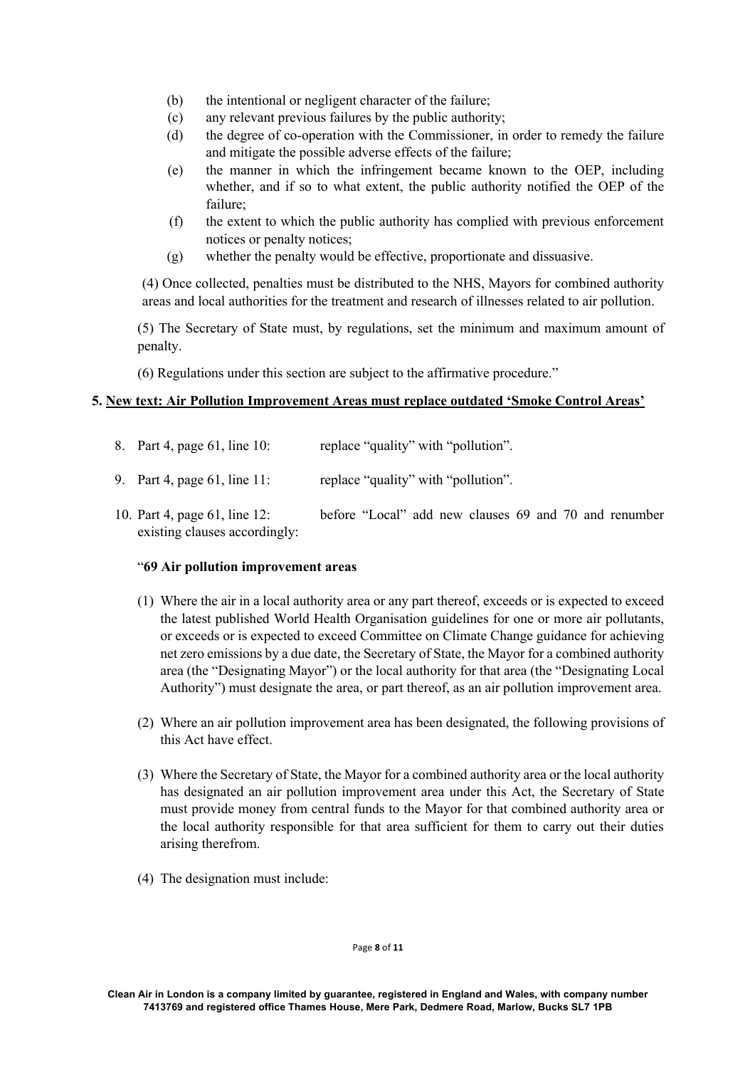(b) the intentional or negligent character of the failure;

(c) any relevant previous failures by the public authority;

(d) the degree of co-operation with the Commissioner, in order to remedy the failure and mitigate the possible adverse effects of the failure;

(e) the manner in which the infringement became known to the OEP, including whether, and if so to what extent, the public authority notified the OEP of the failure;

(f) the extent to which the public authority has complied with previous enforcement notices or penalty notices;

(g) whether the penalty would be effective, proportionate and dissuasive.

(4) Once collected, penalties must be distributed to the NHS, Mayors for combined authority areas and local authorities for the treatment and research of illnesses related to air pollution.

(5) The Secretary of State must, by regulations, set the minimum and maximum amount of penalty.

(6) Regulations under this section are subject to the affirmative procedure."

**5. <u>New text: Air Pollution Improvement Areas must replace outdated 'Smoke Control Areas'</u>**

8. Part 4, page 61, line 10: replace "quality" with "pollution".

9. Part 4, page 61, line 11: replace "quality" with "pollution".

10. Part 4, page 61, line 12: before "Local" add new clauses 69 and 70 and renumber existing clauses accordingly:

"**69 Air pollution improvement areas**

(1) Where the air in a local authority area or any part thereof, exceeds or is expected to exceed the latest published World Health Organisation guidelines for one or more air pollutants, or exceeds or is expected to exceed Committee on Climate Change guidance for achieving net zero emissions by a due date, the Secretary of State, the Mayor for a combined authority area (the "Designating Mayor") or the local authority for that area (the "Designating Local Authority") must designate the area, or part thereof, as an air pollution improvement area.

(2) Where an air pollution improvement area has been designated, the following provisions of this Act have effect.

(3) Where the Secretary of State, the Mayor for a combined authority area or the local authority has designated an air pollution improvement area under this Act, the Secretary of State must provide money from central funds to the Mayor for that combined authority area or the local authority responsible for that area sufficient for them to carry out their duties arising therefrom.

(4) The designation must include: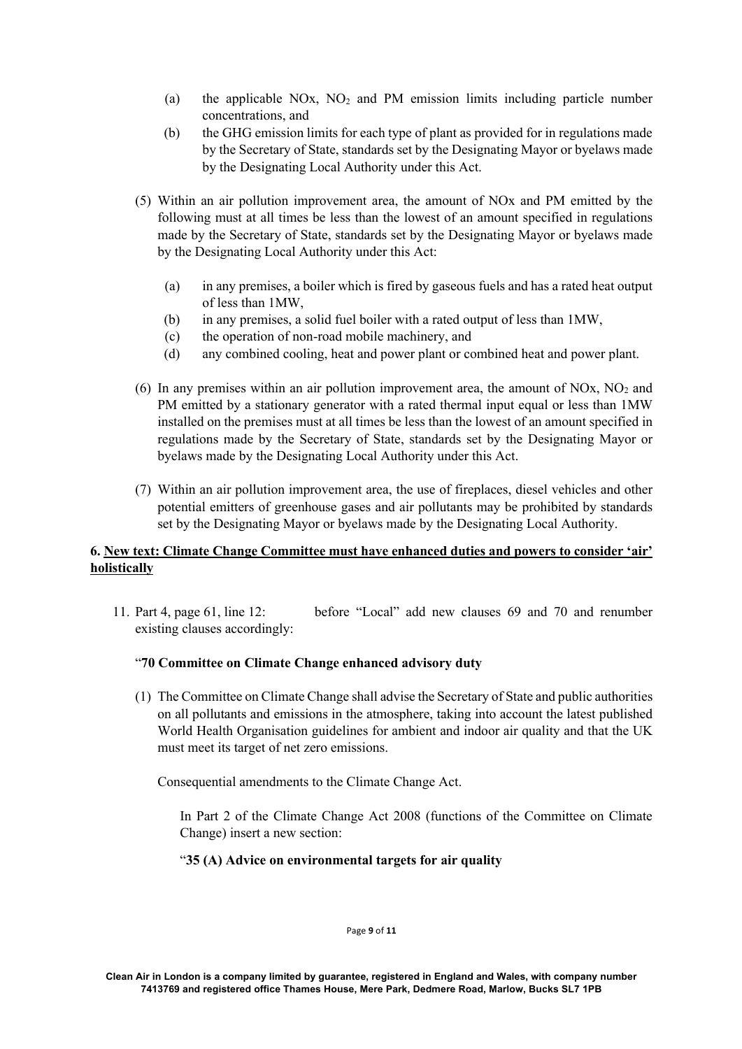(a) the applicable NOx, $NO_2$ and PM emission limits including particle number concentrations, and

(b) the GHG emission limits for each type of plant as provided for in regulations made by the Secretary of State, standards set by the Designating Mayor or byelaws made by the Designating Local Authority under this Act.

(5) Within an air pollution improvement area, the amount of NOx and PM emitted by the following must at all times be less than the lowest of an amount specified in regulations made by the Secretary of State, standards set by the Designating Mayor or byelaws made by the Designating Local Authority under this Act:

(a) in any premises, a boiler which is fired by gaseous fuels and has a rated heat output of less than 1MW,

(b) in any premises, a solid fuel boiler with a rated output of less than 1MW,

(c) the operation of non-road mobile machinery, and

(d) any combined cooling, heat and power plant or combined heat and power plant.

(6) In any premises within an air pollution improvement area, the amount of NOx, $NO_2$ and PM emitted by a stationary generator with a rated thermal input equal or less than 1MW installed on the premises must at all times be less than the lowest of an amount specified in regulations made by the Secretary of State, standards set by the Designating Mayor or byelaws made by the Designating Local Authority under this Act.

(7) Within an air pollution improvement area, the use of fireplaces, diesel vehicles and other potential emitters of greenhouse gases and air pollutants may be prohibited by standards set by the Designating Mayor or byelaws made by the Designating Local Authority.

**6. <u>New text: Climate Change Committee must have enhanced duties and powers to consider 'air' holistically</u>**

11. Part 4, page 61, line 12: before "Local" add new clauses 69 and 70 and renumber existing clauses accordingly:

"**70 Committee on Climate Change enhanced advisory duty**

(1) The Committee on Climate Change shall advise the Secretary of State and public authorities on all pollutants and emissions in the atmosphere, taking into account the latest published World Health Organisation guidelines for ambient and indoor air quality and that the UK must meet its target of net zero emissions.

Consequential amendments to the Climate Change Act.

In Part 2 of the Climate Change Act 2008 (functions of the Committee on Climate Change) insert a new section:

"**35 (A) Advice on environmental targets for air quality**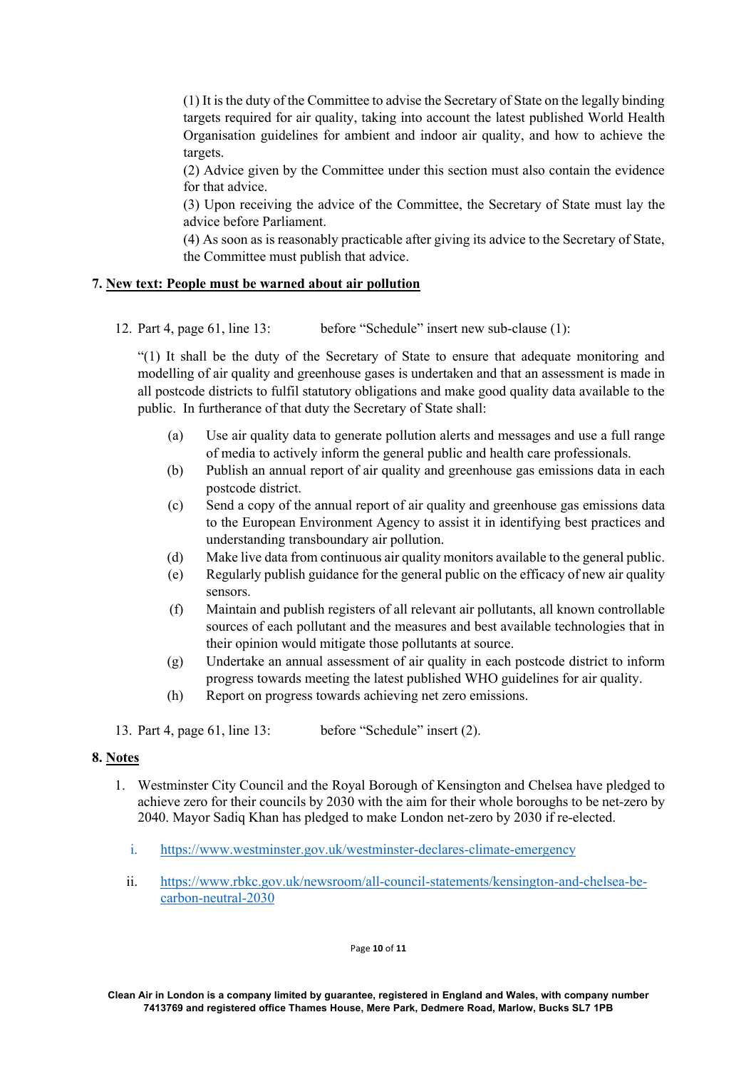(1) It is the duty of the Committee to advise the Secretary of State on the legally binding targets required for air quality, taking into account the latest published World Health Organisation guidelines for ambient and indoor air quality, and how to achieve the targets.

(2) Advice given by the Committee under this section must also contain the evidence for that advice.

(3) Upon receiving the advice of the Committee, the Secretary of State must lay the advice before Parliament.

(4) As soon as is reasonably practicable after giving its advice to the Secretary of State, the Committee must publish that advice.

## 7. New text: People must be warned about air pollution

12. Part 4, page 61, line 13: before "Schedule" insert new sub-clause (1):

"(1) It shall be the duty of the Secretary of State to ensure that adequate monitoring and modelling of air quality and greenhouse gases is undertaken and that an assessment is made in all postcode districts to fulfil statutory obligations and make good quality data available to the public. In furtherance of that duty the Secretary of State shall:

(a) Use air quality data to generate pollution alerts and messages and use a full range of media to actively inform the general public and health care professionals.

(b) Publish an annual report of air quality and greenhouse gas emissions data in each postcode district.

(c) Send a copy of the annual report of air quality and greenhouse gas emissions data to the European Environment Agency to assist it in identifying best practices and understanding transboundary air pollution.

(d) Make live data from continuous air quality monitors available to the general public.

(e) Regularly publish guidance for the general public on the efficacy of new air quality sensors.

(f) Maintain and publish registers of all relevant air pollutants, all known controllable sources of each pollutant and the measures and best available technologies that in their opinion would mitigate those pollutants at source.

(g) Undertake an annual assessment of air quality in each postcode district to inform progress towards meeting the latest published WHO guidelines for air quality.

(h) Report on progress towards achieving net zero emissions.

13. Part 4, page 61, line 13: before "Schedule" insert (2).

## 8. Notes

1. Westminster City Council and the Royal Borough of Kensington and Chelsea have pledged to achieve zero for their councils by 2030 with the aim for their whole boroughs to be net-zero by 2040. Mayor Sadiq Khan has pledged to make London net-zero by 2030 if re-elected.

   i. https://www.westminster.gov.uk/westminster-declares-climate-emergency

   ii. https://www.rbkc.gov.uk/newsroom/all-council-statements/kensington-and-chelsea-be-carbon-neutral-2030

Clean Air in London is a company limited by guarantee, registered in England and Wales, with company number 7413769 and registered office Thames House, Mere Park, Dedmere Road, Marlow, Bucks SL7 1PB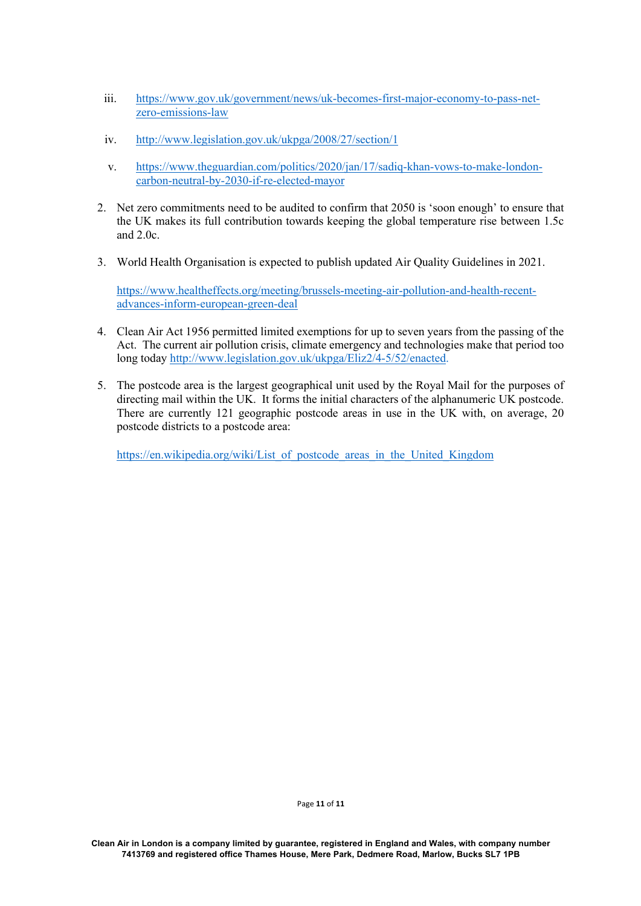iii. https://www.gov.uk/government/news/uk-becomes-first-major-economy-to-pass-net-zero-emissions-law

iv. http://www.legislation.gov.uk/ukpga/2008/27/section/1

v. https://www.theguardian.com/politics/2020/jan/17/sadiq-khan-vows-to-make-london-carbon-neutral-by-2030-if-re-elected-mayor

2. Net zero commitments need to be audited to confirm that 2050 is 'soon enough' to ensure that the UK makes its full contribution towards keeping the global temperature rise between 1.5c and 2.0c.

3. World Health Organisation is expected to publish updated Air Quality Guidelines in 2021.

   https://www.healtheffects.org/meeting/brussels-meeting-air-pollution-and-health-recent-advances-inform-european-green-deal

4. Clean Air Act 1956 permitted limited exemptions for up to seven years from the passing of the Act. The current air pollution crisis, climate emergency and technologies make that period too long today http://www.legislation.gov.uk/ukpga/Eliz2/4-5/52/enacted.

5. The postcode area is the largest geographical unit used by the Royal Mail for the purposes of directing mail within the UK. It forms the initial characters of the alphanumeric UK postcode. There are currently 121 geographic postcode areas in use in the UK with, on average, 20 postcode districts to a postcode area:

   https://en.wikipedia.org/wiki/List_of_postcode_areas_in_the_United_Kingdom

**Clean Air in London is a company limited by guarantee, registered in England and Wales, with company number 7413769 and registered office Thames House, Mere Park, Dedmere Road, Marlow, Bucks SL7 1PB**